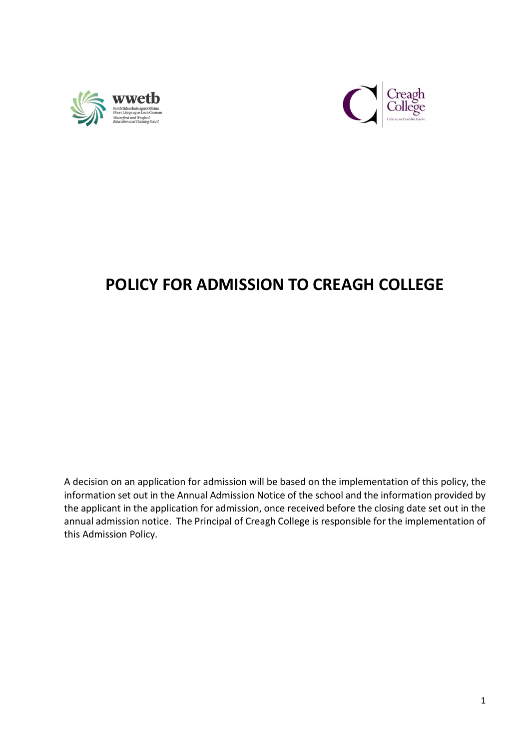# POLICY FOR ADMISSION TO CREAGH COLLEGE

A decision on an application for admission will be based on the implementation of this policy, the information set out in the Annual Admission Notice of the school and the information provided by the applicant in the application for admission, once received before the closing date set out in the annual admission notice. The Principal of Creagh College is responsible for the implementation of this Admission Policy.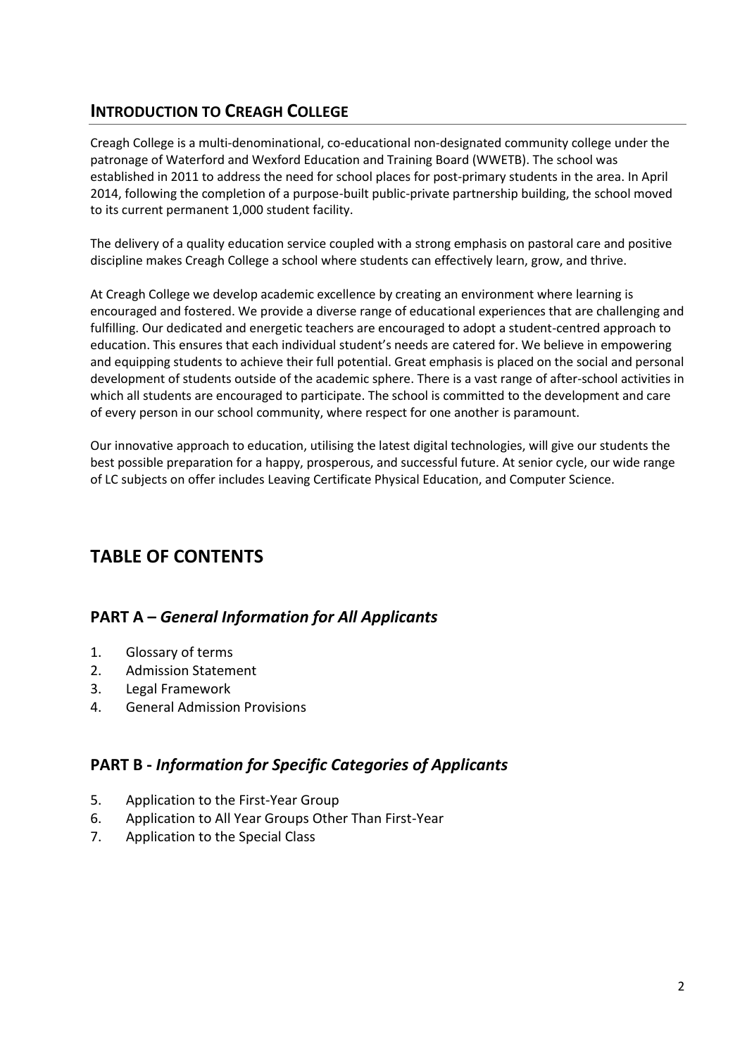## Introduction to Creagh College

Creagh College is a multi-denominational, co-educational non-designated community college under the patronage of Waterford and Wexford Education and Training Board (WWETB). The school was established in 2011 to address the need for school places for post-primary students in the area. In April 2014, following the completion of a purpose-built public-private partnership building, the school moved to its current permanent 1,000 student facility.

The delivery of a quality education service coupled with a strong emphasis on pastoral care and positive discipline makes Creagh College a school where students can effectively learn, grow, and thrive.

At Creagh College we develop academic excellence by creating an environment where learning is encouraged and fostered. We provide a diverse range of educational experiences that are challenging and fulfilling. Our dedicated and energetic teachers are encouraged to adopt a student-centred approach to education. This ensures that each individual student's needs are catered for. We believe in empowering and equipping students to achieve their full potential. Great emphasis is placed on the social and personal development of students outside of the academic sphere. There is a vast range of after-school activities in which all students are encouraged to participate. The school is committed to the development and care of every person in our school community, where respect for one another is paramount.

Our innovative approach to education, utilising the latest digital technologies, will give our students the best possible preparation for a happy, prosperous, and successful future. At senior cycle, our wide range of LC subjects on offer includes Leaving Certificate Physical Education, and Computer Science.

# TABLE OF CONTENTS

## PART A – *General Information for All Applicants*

1. Glossary of terms
2. Admission Statement
3. Legal Framework
4. General Admission Provisions

## PART B - *Information for Specific Categories of Applicants*

5. Application to the First-Year Group
6. Application to All Year Groups Other Than First-Year
7. Application to the Special Class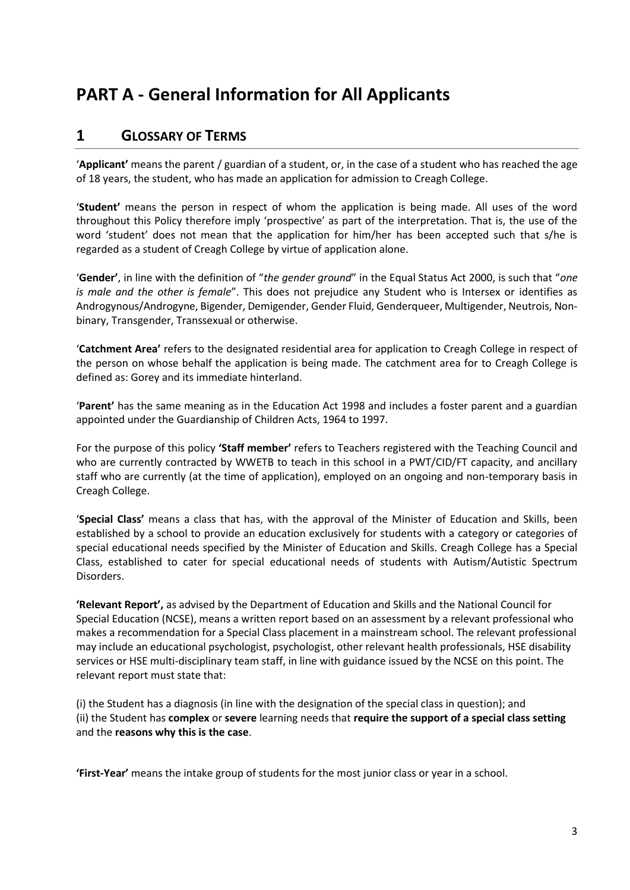# PART A - General Information for All Applicants

## 1 GLOSSARY OF TERMS

'**Applicant'** means the parent / guardian of a student, or, in the case of a student who has reached the age of 18 years, the student, who has made an application for admission to Creagh College.

'**Student'** means the person in respect of whom the application is being made. All uses of the word throughout this Policy therefore imply 'prospective' as part of the interpretation. That is, the use of the word 'student' does not mean that the application for him/her has been accepted such that s/he is regarded as a student of Creagh College by virtue of application alone.

'**Gender'**, in line with the definition of "*the gender ground*" in the Equal Status Act 2000, is such that "*one is male and the other is female*". This does not prejudice any Student who is Intersex or identifies as Androgynous/Androgyne, Bigender, Demigender, Gender Fluid, Genderqueer, Multigender, Neutrois, Non-binary, Transgender, Transsexual or otherwise.

'**Catchment Area'** refers to the designated residential area for application to Creagh College in respect of the person on whose behalf the application is being made. The catchment area for to Creagh College is defined as: Gorey and its immediate hinterland.

'**Parent'** has the same meaning as in the Education Act 1998 and includes a foster parent and a guardian appointed under the Guardianship of Children Acts, 1964 to 1997.

For the purpose of this policy **'Staff member'** refers to Teachers registered with the Teaching Council and who are currently contracted by WWETB to teach in this school in a PWT/CID/FT capacity, and ancillary staff who are currently (at the time of application), employed on an ongoing and non-temporary basis in Creagh College.

'**Special Class'** means a class that has, with the approval of the Minister of Education and Skills, been established by a school to provide an education exclusively for students with a category or categories of special educational needs specified by the Minister of Education and Skills. Creagh College has a Special Class, established to cater for special educational needs of students with Autism/Autistic Spectrum Disorders.

**'Relevant Report',** as advised by the Department of Education and Skills and the National Council for Special Education (NCSE), means a written report based on an assessment by a relevant professional who makes a recommendation for a Special Class placement in a mainstream school. The relevant professional may include an educational psychologist, psychologist, other relevant health professionals, HSE disability services or HSE multi-disciplinary team staff, in line with guidance issued by the NCSE on this point. The relevant report must state that:

(i) the Student has a diagnosis (in line with the designation of the special class in question); and
(ii) the Student has **complex** or **severe** learning needs that **require the support of a special class setting** and the **reasons why this is the case**.

**'First-Year'** means the intake group of students for the most junior class or year in a school.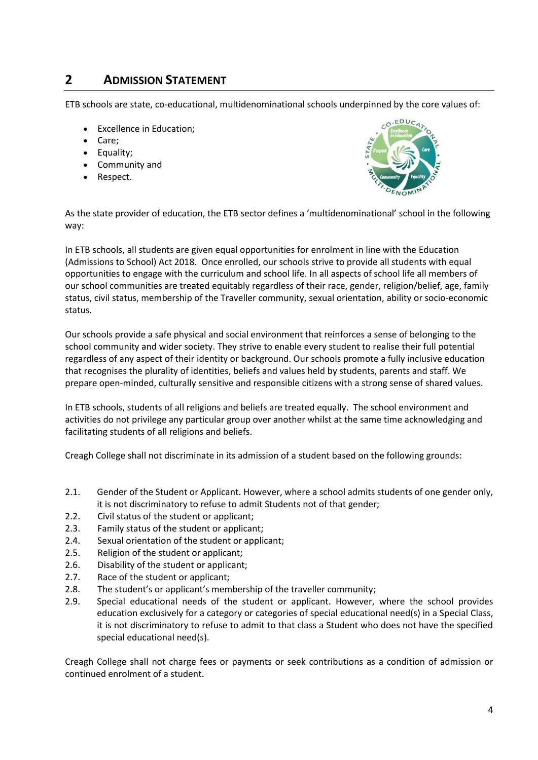## 2 ADMISSION STATEMENT

ETB schools are state, co-educational, multidenominational schools underpinned by the core values of:

- Excellence in Education;
- Care;
- Equality;
- Community and
- Respect.

As the state provider of education, the ETB sector defines a 'multidenominational' school in the following way:

In ETB schools, all students are given equal opportunities for enrolment in line with the Education (Admissions to School) Act 2018. Once enrolled, our schools strive to provide all students with equal opportunities to engage with the curriculum and school life. In all aspects of school life all members of our school communities are treated equitably regardless of their race, gender, religion/belief, age, family status, civil status, membership of the Traveller community, sexual orientation, ability or socio-economic status.

Our schools provide a safe physical and social environment that reinforces a sense of belonging to the school community and wider society. They strive to enable every student to realise their full potential regardless of any aspect of their identity or background. Our schools promote a fully inclusive education that recognises the plurality of identities, beliefs and values held by students, parents and staff. We prepare open-minded, culturally sensitive and responsible citizens with a strong sense of shared values.

In ETB schools, students of all religions and beliefs are treated equally. The school environment and activities do not privilege any particular group over another whilst at the same time acknowledging and facilitating students of all religions and beliefs.

Creagh College shall not discriminate in its admission of a student based on the following grounds:

2.1. Gender of the Student or Applicant. However, where a school admits students of one gender only, it is not discriminatory to refuse to admit Students not of that gender;
2.2. Civil status of the student or applicant;
2.3. Family status of the student or applicant;
2.4. Sexual orientation of the student or applicant;
2.5. Religion of the student or applicant;
2.6. Disability of the student or applicant;
2.7. Race of the student or applicant;
2.8. The student's or applicant's membership of the traveller community;
2.9. Special educational needs of the student or applicant. However, where the school provides education exclusively for a category or categories of special educational need(s) in a Special Class, it is not discriminatory to refuse to admit to that class a Student who does not have the specified special educational need(s).

Creagh College shall not charge fees or payments or seek contributions as a condition of admission or continued enrolment of a student.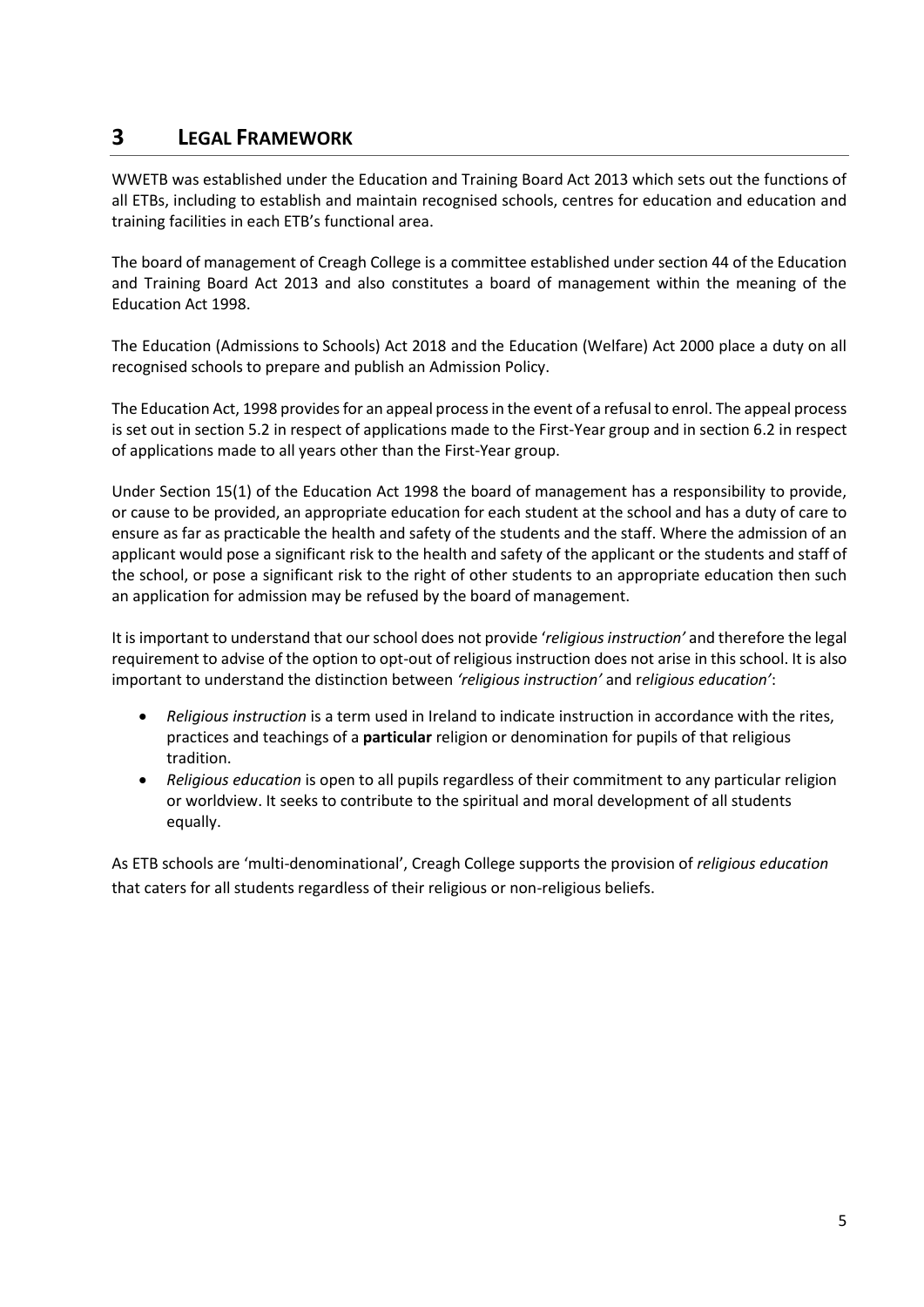# 3 LEGAL FRAMEWORK

WWETB was established under the Education and Training Board Act 2013 which sets out the functions of all ETBs, including to establish and maintain recognised schools, centres for education and education and training facilities in each ETB's functional area.

The board of management of Creagh College is a committee established under section 44 of the Education and Training Board Act 2013 and also constitutes a board of management within the meaning of the Education Act 1998.

The Education (Admissions to Schools) Act 2018 and the Education (Welfare) Act 2000 place a duty on all recognised schools to prepare and publish an Admission Policy.

The Education Act, 1998 provides for an appeal process in the event of a refusal to enrol. The appeal process is set out in section 5.2 in respect of applications made to the First-Year group and in section 6.2 in respect of applications made to all years other than the First-Year group.

Under Section 15(1) of the Education Act 1998 the board of management has a responsibility to provide, or cause to be provided, an appropriate education for each student at the school and has a duty of care to ensure as far as practicable the health and safety of the students and the staff. Where the admission of an applicant would pose a significant risk to the health and safety of the applicant or the students and staff of the school, or pose a significant risk to the right of other students to an appropriate education then such an application for admission may be refused by the board of management.

It is important to understand that our school does not provide '*religious instruction'* and therefore the legal requirement to advise of the option to opt-out of religious instruction does not arise in this school. It is also important to understand the distinction between *'religious instruction'* and r*eligious education'*:

- *Religious instruction* is a term used in Ireland to indicate instruction in accordance with the rites, practices and teachings of a **particular** religion or denomination for pupils of that religious tradition.
- *Religious education* is open to all pupils regardless of their commitment to any particular religion or worldview. It seeks to contribute to the spiritual and moral development of all students equally.

As ETB schools are 'multi-denominational', Creagh College supports the provision of *religious education* that caters for all students regardless of their religious or non-religious beliefs.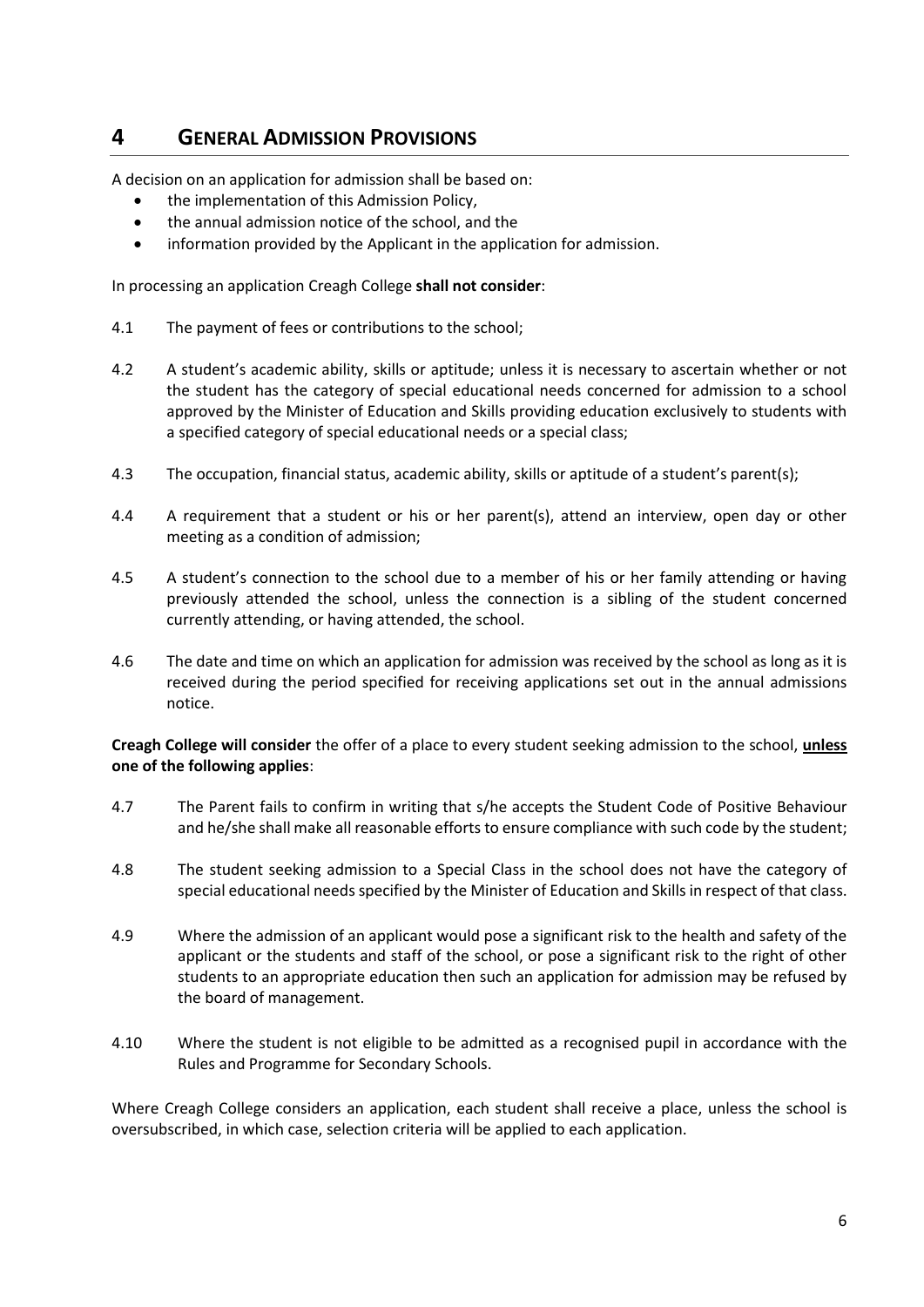# 4 GENERAL ADMISSION PROVISIONS

A decision on an application for admission shall be based on:

- the implementation of this Admission Policy,
- the annual admission notice of the school, and the
- information provided by the Applicant in the application for admission.

In processing an application Creagh College **shall not consider**:

4.1 The payment of fees or contributions to the school;

4.2 A student's academic ability, skills or aptitude; unless it is necessary to ascertain whether or not the student has the category of special educational needs concerned for admission to a school approved by the Minister of Education and Skills providing education exclusively to students with a specified category of special educational needs or a special class;

4.3 The occupation, financial status, academic ability, skills or aptitude of a student's parent(s);

4.4 A requirement that a student or his or her parent(s), attend an interview, open day or other meeting as a condition of admission;

4.5 A student's connection to the school due to a member of his or her family attending or having previously attended the school, unless the connection is a sibling of the student concerned currently attending, or having attended, the school.

4.6 The date and time on which an application for admission was received by the school as long as it is received during the period specified for receiving applications set out in the annual admissions notice.

**Creagh College will consider** the offer of a place to every student seeking admission to the school, **unless one of the following applies**:

4.7 The Parent fails to confirm in writing that s/he accepts the Student Code of Positive Behaviour and he/she shall make all reasonable efforts to ensure compliance with such code by the student;

4.8 The student seeking admission to a Special Class in the school does not have the category of special educational needs specified by the Minister of Education and Skills in respect of that class.

4.9 Where the admission of an applicant would pose a significant risk to the health and safety of the applicant or the students and staff of the school, or pose a significant risk to the right of other students to an appropriate education then such an application for admission may be refused by the board of management.

4.10 Where the student is not eligible to be admitted as a recognised pupil in accordance with the Rules and Programme for Secondary Schools.

Where Creagh College considers an application, each student shall receive a place, unless the school is oversubscribed, in which case, selection criteria will be applied to each application.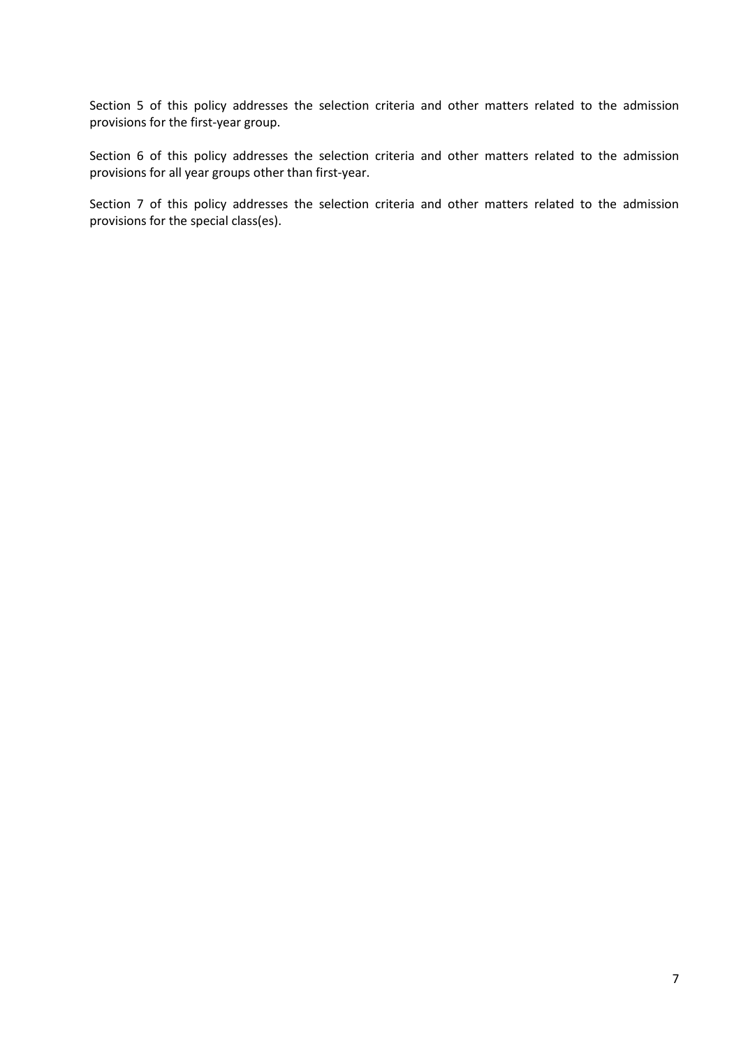Section 5 of this policy addresses the selection criteria and other matters related to the admission provisions for the first-year group.

Section 6 of this policy addresses the selection criteria and other matters related to the admission provisions for all year groups other than first-year.

Section 7 of this policy addresses the selection criteria and other matters related to the admission provisions for the special class(es).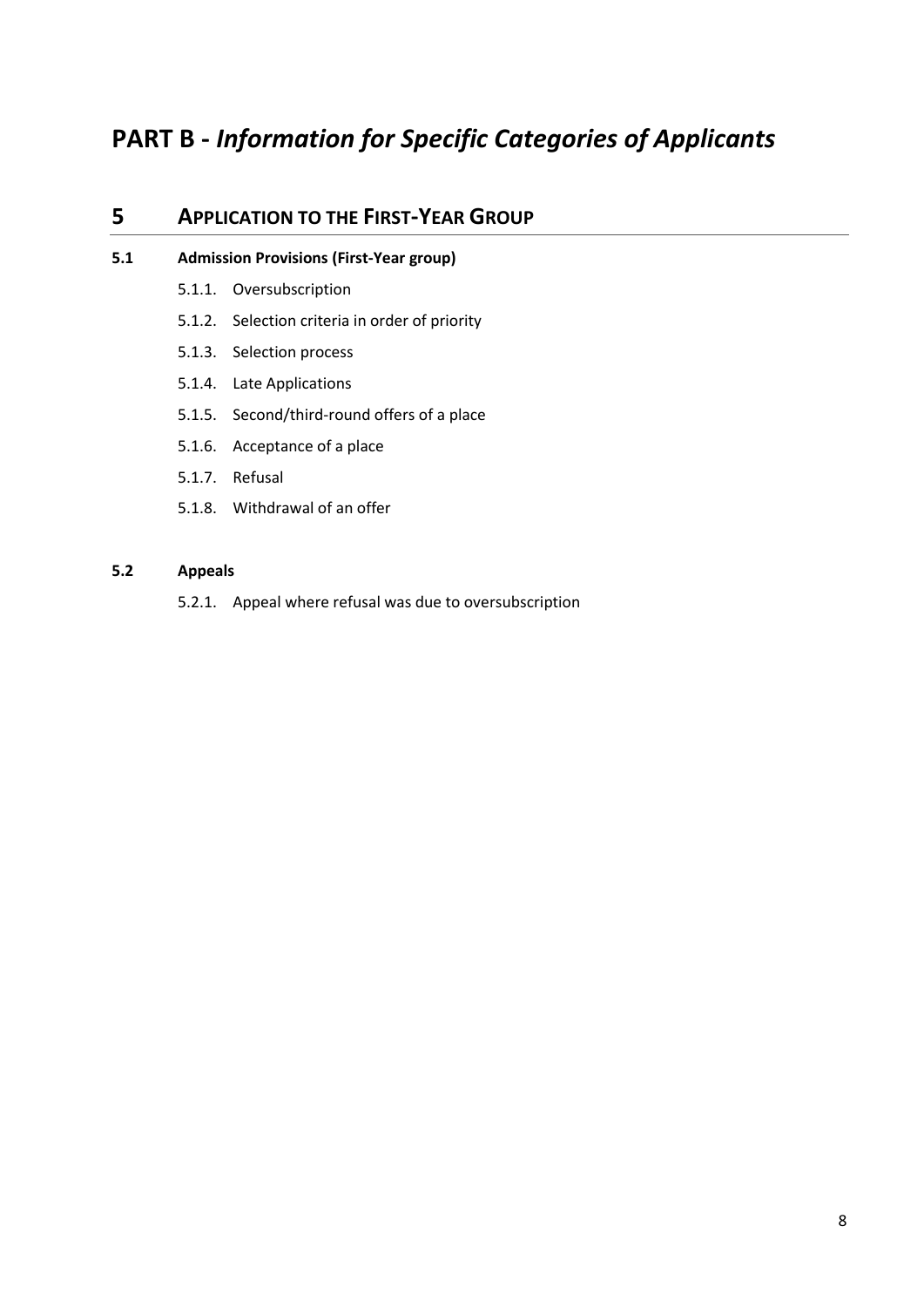# PART B - *Information for Specific Categories of Applicants*

## 5 APPLICATION TO THE FIRST-YEAR GROUP

### 5.1 Admission Provisions (First-Year group)

5.1.1. Oversubscription

5.1.2. Selection criteria in order of priority

5.1.3. Selection process

5.1.4. Late Applications

5.1.5. Second/third-round offers of a place

5.1.6. Acceptance of a place

5.1.7. Refusal

5.1.8. Withdrawal of an offer

### 5.2 Appeals

5.2.1. Appeal where refusal was due to oversubscription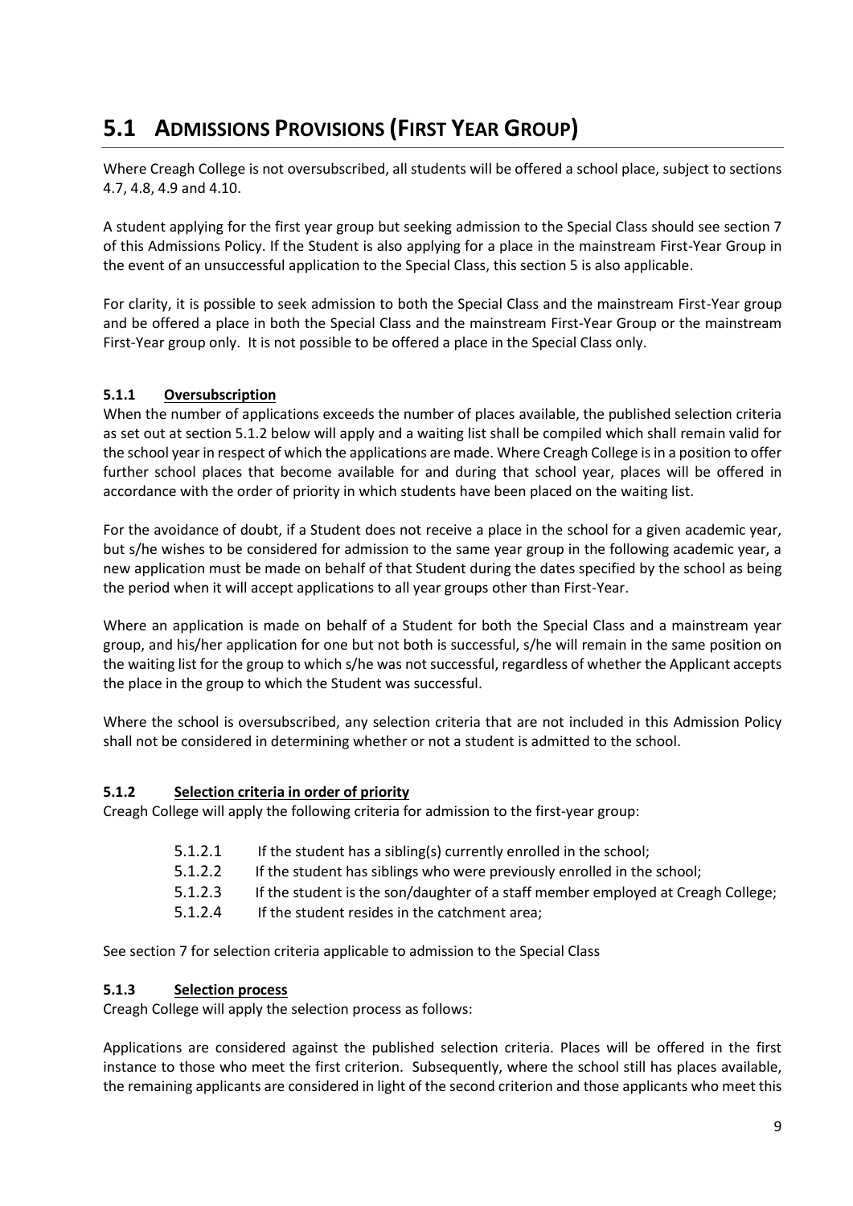## 5.1 ADMISSIONS PROVISIONS (FIRST YEAR GROUP)

Where Creagh College is not oversubscribed, all students will be offered a school place, subject to sections 4.7, 4.8, 4.9 and 4.10.

A student applying for the first year group but seeking admission to the Special Class should see section 7 of this Admissions Policy. If the Student is also applying for a place in the mainstream First-Year Group in the event of an unsuccessful application to the Special Class, this section 5 is also applicable.

For clarity, it is possible to seek admission to both the Special Class and the mainstream First-Year group and be offered a place in both the Special Class and the mainstream First-Year Group or the mainstream First-Year group only. It is not possible to be offered a place in the Special Class only.

### 5.1.1 Oversubscription

When the number of applications exceeds the number of places available, the published selection criteria as set out at section 5.1.2 below will apply and a waiting list shall be compiled which shall remain valid for the school year in respect of which the applications are made. Where Creagh College is in a position to offer further school places that become available for and during that school year, places will be offered in accordance with the order of priority in which students have been placed on the waiting list.

For the avoidance of doubt, if a Student does not receive a place in the school for a given academic year, but s/he wishes to be considered for admission to the same year group in the following academic year, a new application must be made on behalf of that Student during the dates specified by the school as being the period when it will accept applications to all year groups other than First-Year.

Where an application is made on behalf of a Student for both the Special Class and a mainstream year group, and his/her application for one but not both is successful, s/he will remain in the same position on the waiting list for the group to which s/he was not successful, regardless of whether the Applicant accepts the place in the group to which the Student was successful.

Where the school is oversubscribed, any selection criteria that are not included in this Admission Policy shall not be considered in determining whether or not a student is admitted to the school.

### 5.1.2 Selection criteria in order of priority

Creagh College will apply the following criteria for admission to the first-year group:

- 5.1.2.1 If the student has a sibling(s) currently enrolled in the school;
- 5.1.2.2 If the student has siblings who were previously enrolled in the school;
- 5.1.2.3 If the student is the son/daughter of a staff member employed at Creagh College;
- 5.1.2.4 If the student resides in the catchment area;

See section 7 for selection criteria applicable to admission to the Special Class

### 5.1.3 Selection process

Creagh College will apply the selection process as follows:

Applications are considered against the published selection criteria. Places will be offered in the first instance to those who meet the first criterion. Subsequently, where the school still has places available, the remaining applicants are considered in light of the second criterion and those applicants who meet this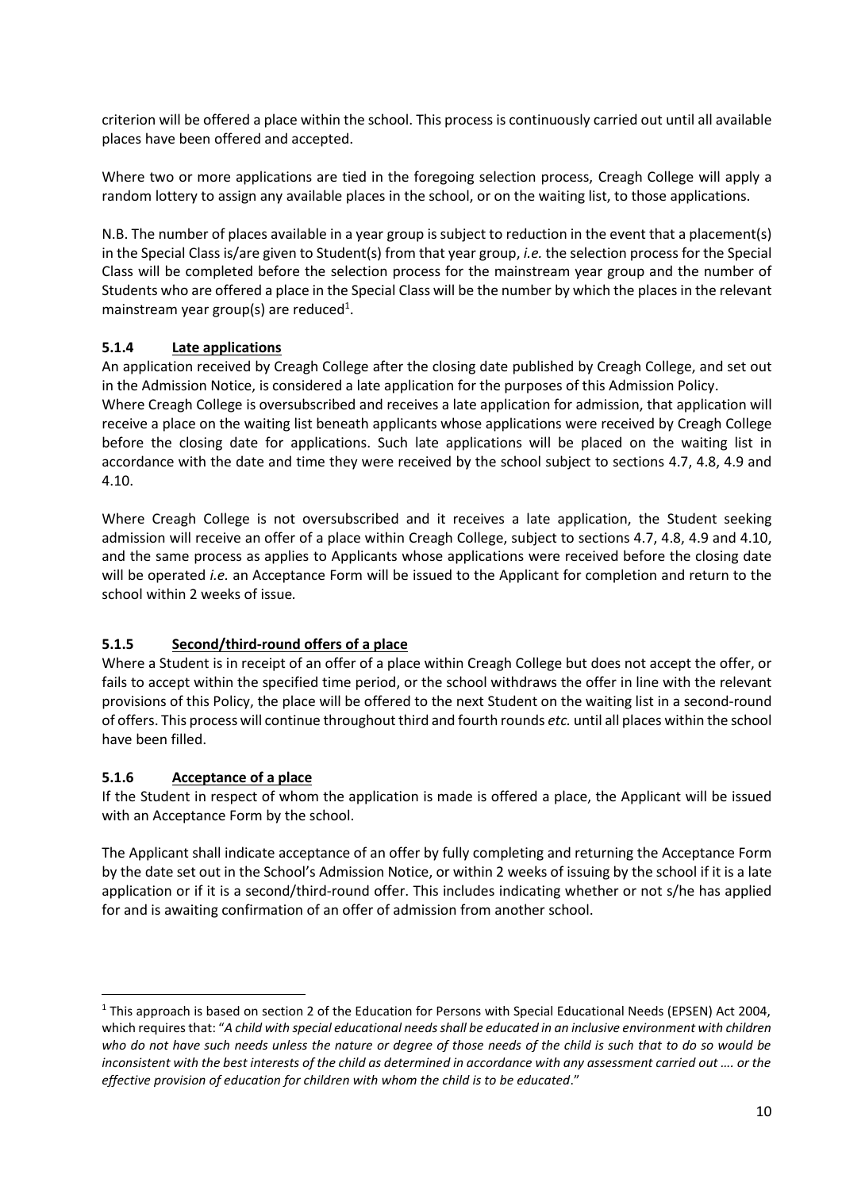criterion will be offered a place within the school. This process is continuously carried out until all available places have been offered and accepted.

Where two or more applications are tied in the foregoing selection process, Creagh College will apply a random lottery to assign any available places in the school, or on the waiting list, to those applications.

N.B. The number of places available in a year group is subject to reduction in the event that a placement(s) in the Special Class is/are given to Student(s) from that year group, *i.e.* the selection process for the Special Class will be completed before the selection process for the mainstream year group and the number of Students who are offered a place in the Special Class will be the number by which the places in the relevant mainstream year group(s) are reduced[1].

### 5.1.4 <u>Late applications</u>

An application received by Creagh College after the closing date published by Creagh College, and set out in the Admission Notice, is considered a late application for the purposes of this Admission Policy.
Where Creagh College is oversubscribed and receives a late application for admission, that application will receive a place on the waiting list beneath applicants whose applications were received by Creagh College before the closing date for applications. Such late applications will be placed on the waiting list in accordance with the date and time they were received by the school subject to sections 4.7, 4.8, 4.9 and 4.10.

Where Creagh College is not oversubscribed and it receives a late application, the Student seeking admission will receive an offer of a place within Creagh College, subject to sections 4.7, 4.8, 4.9 and 4.10, and the same process as applies to Applicants whose applications were received before the closing date will be operated *i.e.* an Acceptance Form will be issued to the Applicant for completion and return to the school within 2 weeks of issue.

### 5.1.5 <u>Second/third-round offers of a place</u>

Where a Student is in receipt of an offer of a place within Creagh College but does not accept the offer, or fails to accept within the specified time period, or the school withdraws the offer in line with the relevant provisions of this Policy, the place will be offered to the next Student on the waiting list in a second-round of offers. This process will continue throughout third and fourth rounds *etc.* until all places within the school have been filled.

### 5.1.6 <u>Acceptance of a place</u>

If the Student in respect of whom the application is made is offered a place, the Applicant will be issued with an Acceptance Form by the school.

The Applicant shall indicate acceptance of an offer by fully completing and returning the Acceptance Form by the date set out in the School's Admission Notice, or within 2 weeks of issuing by the school if it is a late application or if it is a second/third-round offer. This includes indicating whether or not s/he has applied for and is awaiting confirmation of an offer of admission from another school.

---

[1] This approach is based on section 2 of the Education for Persons with Special Educational Needs (EPSEN) Act 2004, which requires that: "*A child with special educational needs shall be educated in an inclusive environment with children who do not have such needs unless the nature or degree of those needs of the child is such that to do so would be inconsistent with the best interests of the child as determined in accordance with any assessment carried out …. or the effective provision of education for children with whom the child is to be educated*."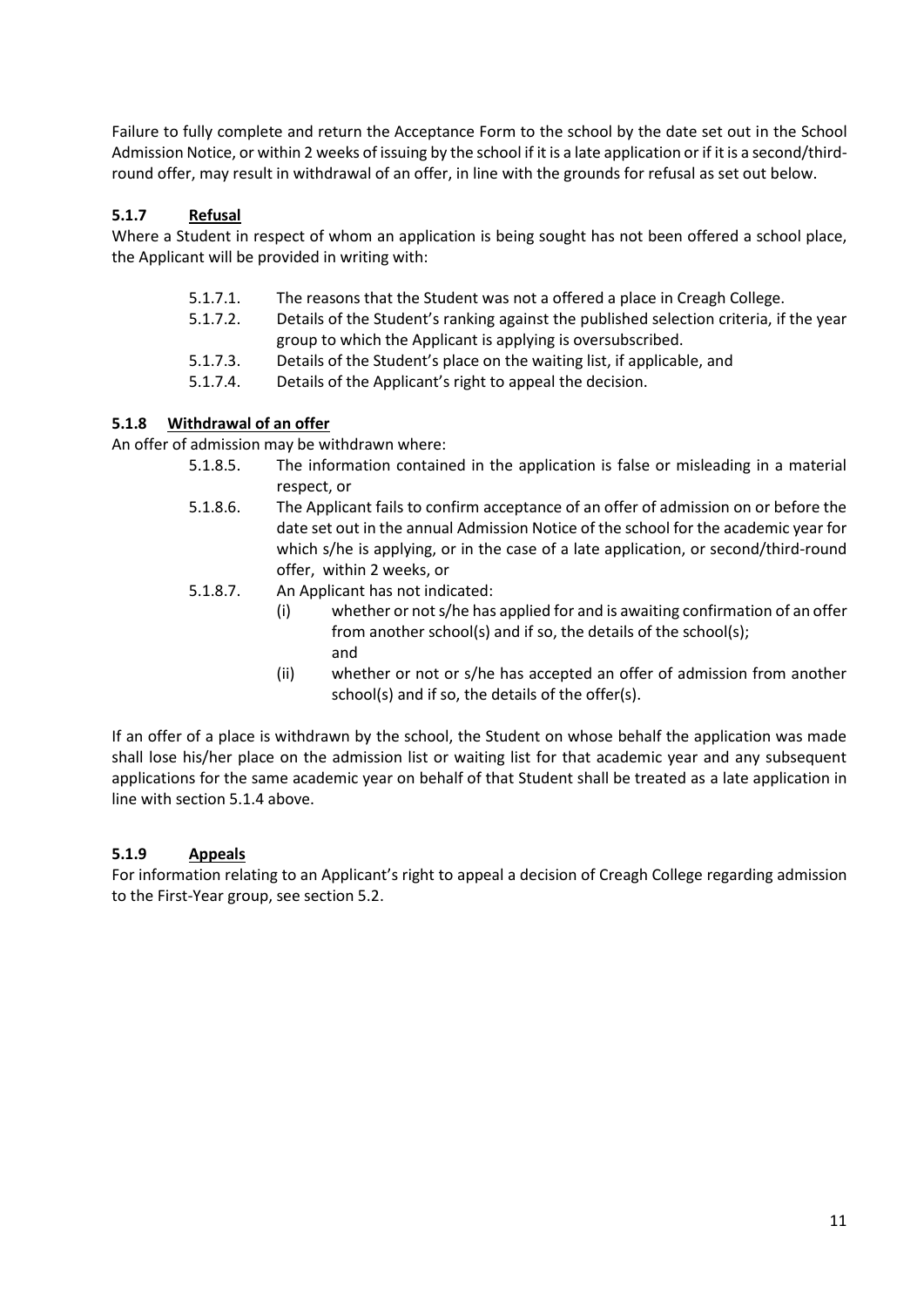Failure to fully complete and return the Acceptance Form to the school by the date set out in the School Admission Notice, or within 2 weeks of issuing by the school if it is a late application or if it is a second/third-round offer, may result in withdrawal of an offer, in line with the grounds for refusal as set out below.

### 5.1.7 Refusal

Where a Student in respect of whom an application is being sought has not been offered a school place, the Applicant will be provided in writing with:

5.1.7.1. The reasons that the Student was not a offered a place in Creagh College.

5.1.7.2. Details of the Student's ranking against the published selection criteria, if the year group to which the Applicant is applying is oversubscribed.

5.1.7.3. Details of the Student's place on the waiting list, if applicable, and

5.1.7.4. Details of the Applicant's right to appeal the decision.

### 5.1.8 Withdrawal of an offer

An offer of admission may be withdrawn where:

5.1.8.5. The information contained in the application is false or misleading in a material respect, or

5.1.8.6. The Applicant fails to confirm acceptance of an offer of admission on or before the date set out in the annual Admission Notice of the school for the academic year for which s/he is applying, or in the case of a late application, or second/third-round offer, within 2 weeks, or

5.1.8.7. An Applicant has not indicated:

(i) whether or not s/he has applied for and is awaiting confirmation of an offer from another school(s) and if so, the details of the school(s); and

(ii) whether or not or s/he has accepted an offer of admission from another school(s) and if so, the details of the offer(s).

If an offer of a place is withdrawn by the school, the Student on whose behalf the application was made shall lose his/her place on the admission list or waiting list for that academic year and any subsequent applications for the same academic year on behalf of that Student shall be treated as a late application in line with section 5.1.4 above.

### 5.1.9 Appeals

For information relating to an Applicant's right to appeal a decision of Creagh College regarding admission to the First-Year group, see section 5.2.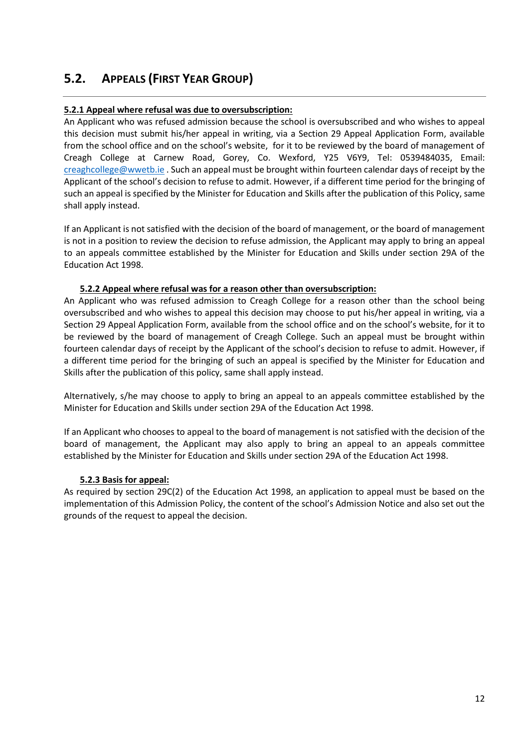## 5.2. APPEALS (FIRST YEAR GROUP)

**5.2.1 Appeal where refusal was due to oversubscription:**

An Applicant who was refused admission because the school is oversubscribed and who wishes to appeal this decision must submit his/her appeal in writing, via a Section 29 Appeal Application Form, available from the school office and on the school's website, for it to be reviewed by the board of management of Creagh College at Carnew Road, Gorey, Co. Wexford, Y25 V6Y9, Tel: 0539484035, Email: creaghcollege@wwetb.ie . Such an appeal must be brought within fourteen calendar days of receipt by the Applicant of the school's decision to refuse to admit. However, if a different time period for the bringing of such an appeal is specified by the Minister for Education and Skills after the publication of this Policy, same shall apply instead.

If an Applicant is not satisfied with the decision of the board of management, or the board of management is not in a position to review the decision to refuse admission, the Applicant may apply to bring an appeal to an appeals committee established by the Minister for Education and Skills under section 29A of the Education Act 1998.

**5.2.2 Appeal where refusal was for a reason other than oversubscription:**

An Applicant who was refused admission to Creagh College for a reason other than the school being oversubscribed and who wishes to appeal this decision may choose to put his/her appeal in writing, via a Section 29 Appeal Application Form, available from the school office and on the school's website, for it to be reviewed by the board of management of Creagh College. Such an appeal must be brought within fourteen calendar days of receipt by the Applicant of the school's decision to refuse to admit. However, if a different time period for the bringing of such an appeal is specified by the Minister for Education and Skills after the publication of this policy, same shall apply instead.

Alternatively, s/he may choose to apply to bring an appeal to an appeals committee established by the Minister for Education and Skills under section 29A of the Education Act 1998.

If an Applicant who chooses to appeal to the board of management is not satisfied with the decision of the board of management, the Applicant may also apply to bring an appeal to an appeals committee established by the Minister for Education and Skills under section 29A of the Education Act 1998.

**5.2.3 Basis for appeal:**

As required by section 29C(2) of the Education Act 1998, an application to appeal must be based on the implementation of this Admission Policy, the content of the school's Admission Notice and also set out the grounds of the request to appeal the decision.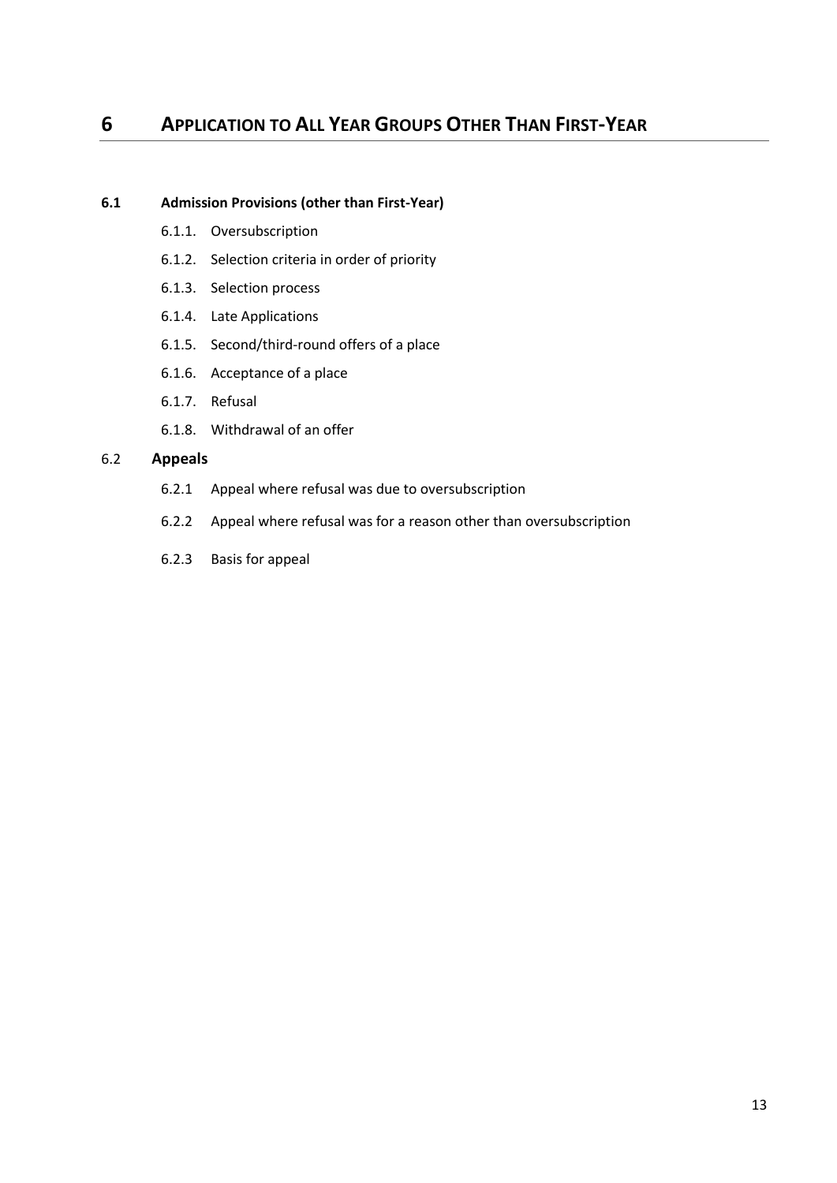# 6 APPLICATION TO ALL YEAR GROUPS OTHER THAN FIRST-YEAR

## 6.1 Admission Provisions (other than First-Year)

- 6.1.1. Oversubscription
- 6.1.2. Selection criteria in order of priority
- 6.1.3. Selection process
- 6.1.4. Late Applications
- 6.1.5. Second/third-round offers of a place
- 6.1.6. Acceptance of a place
- 6.1.7. Refusal
- 6.1.8. Withdrawal of an offer

## 6.2 Appeals

- 6.2.1 Appeal where refusal was due to oversubscription
- 6.2.2 Appeal where refusal was for a reason other than oversubscription
- 6.2.3 Basis for appeal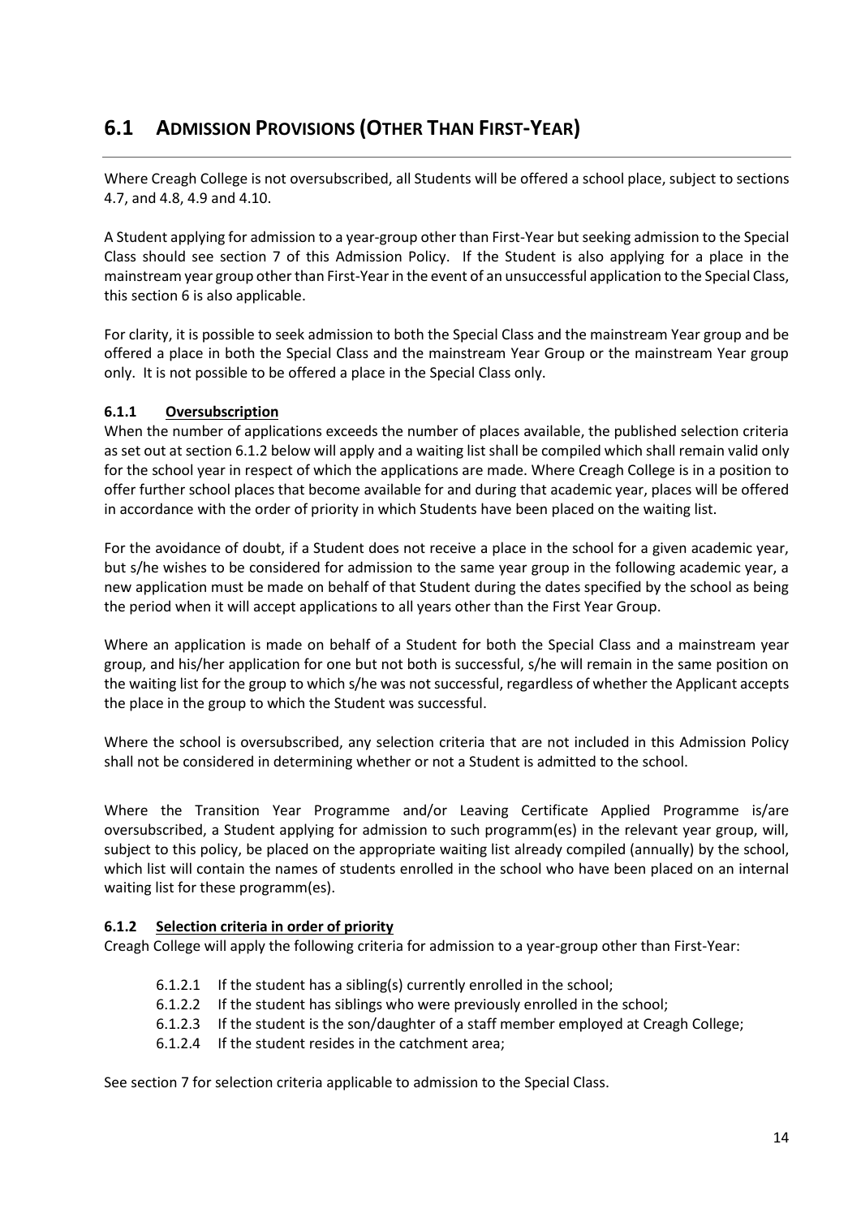## 6.1 ADMISSION PROVISIONS (OTHER THAN FIRST-YEAR)

Where Creagh College is not oversubscribed, all Students will be offered a school place, subject to sections 4.7, and 4.8, 4.9 and 4.10.

A Student applying for admission to a year-group other than First-Year but seeking admission to the Special Class should see section 7 of this Admission Policy. If the Student is also applying for a place in the mainstream year group other than First-Year in the event of an unsuccessful application to the Special Class, this section 6 is also applicable.

For clarity, it is possible to seek admission to both the Special Class and the mainstream Year group and be offered a place in both the Special Class and the mainstream Year Group or the mainstream Year group only. It is not possible to be offered a place in the Special Class only.

### 6.1.1 Oversubscription

When the number of applications exceeds the number of places available, the published selection criteria as set out at section 6.1.2 below will apply and a waiting list shall be compiled which shall remain valid only for the school year in respect of which the applications are made. Where Creagh College is in a position to offer further school places that become available for and during that academic year, places will be offered in accordance with the order of priority in which Students have been placed on the waiting list.

For the avoidance of doubt, if a Student does not receive a place in the school for a given academic year, but s/he wishes to be considered for admission to the same year group in the following academic year, a new application must be made on behalf of that Student during the dates specified by the school as being the period when it will accept applications to all years other than the First Year Group.

Where an application is made on behalf of a Student for both the Special Class and a mainstream year group, and his/her application for one but not both is successful, s/he will remain in the same position on the waiting list for the group to which s/he was not successful, regardless of whether the Applicant accepts the place in the group to which the Student was successful.

Where the school is oversubscribed, any selection criteria that are not included in this Admission Policy shall not be considered in determining whether or not a Student is admitted to the school.

Where the Transition Year Programme and/or Leaving Certificate Applied Programme is/are oversubscribed, a Student applying for admission to such programm(es) in the relevant year group, will, subject to this policy, be placed on the appropriate waiting list already compiled (annually) by the school, which list will contain the names of students enrolled in the school who have been placed on an internal waiting list for these programm(es).

### 6.1.2 Selection criteria in order of priority

Creagh College will apply the following criteria for admission to a year-group other than First-Year:

- 6.1.2.1 If the student has a sibling(s) currently enrolled in the school;
- 6.1.2.2 If the student has siblings who were previously enrolled in the school;
- 6.1.2.3 If the student is the son/daughter of a staff member employed at Creagh College;
- 6.1.2.4 If the student resides in the catchment area;

See section 7 for selection criteria applicable to admission to the Special Class.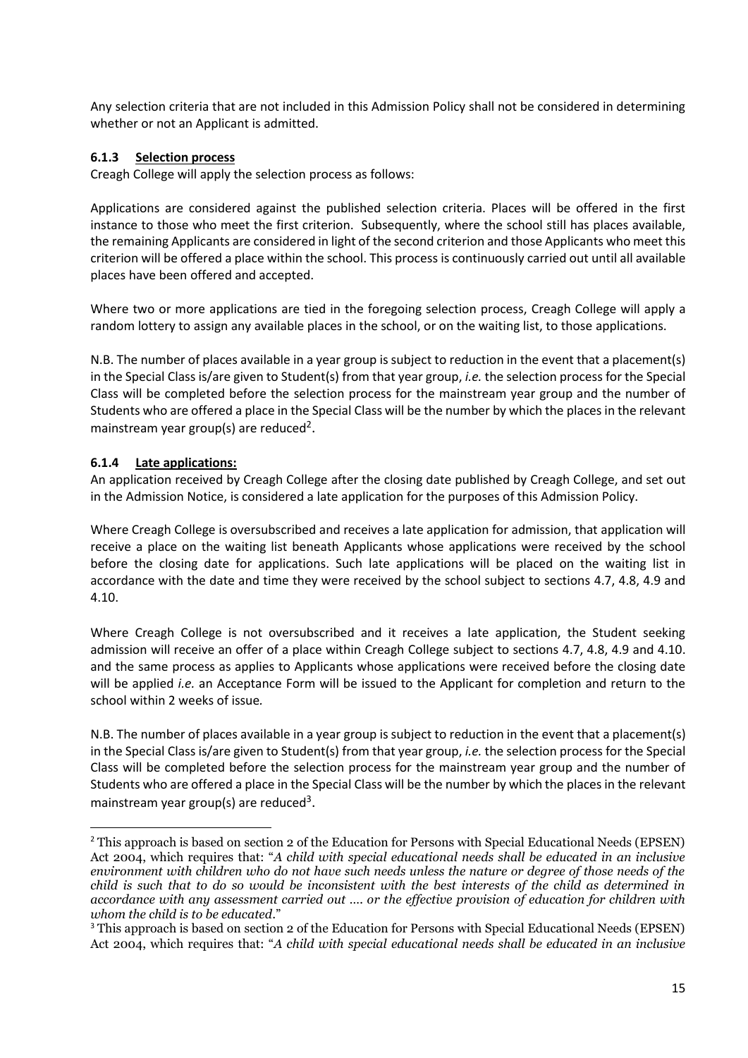Any selection criteria that are not included in this Admission Policy shall not be considered in determining whether or not an Applicant is admitted.

#### 6.1.3 Selection process

Creagh College will apply the selection process as follows:

Applications are considered against the published selection criteria. Places will be offered in the first instance to those who meet the first criterion. Subsequently, where the school still has places available, the remaining Applicants are considered in light of the second criterion and those Applicants who meet this criterion will be offered a place within the school. This process is continuously carried out until all available places have been offered and accepted.

Where two or more applications are tied in the foregoing selection process, Creagh College will apply a random lottery to assign any available places in the school, or on the waiting list, to those applications.

N.B. The number of places available in a year group is subject to reduction in the event that a placement(s) in the Special Class is/are given to Student(s) from that year group, *i.e.* the selection process for the Special Class will be completed before the selection process for the mainstream year group and the number of Students who are offered a place in the Special Class will be the number by which the places in the relevant mainstream year group(s) are reduced[2].

#### 6.1.4 Late applications:

An application received by Creagh College after the closing date published by Creagh College, and set out in the Admission Notice, is considered a late application for the purposes of this Admission Policy.

Where Creagh College is oversubscribed and receives a late application for admission, that application will receive a place on the waiting list beneath Applicants whose applications were received by the school before the closing date for applications. Such late applications will be placed on the waiting list in accordance with the date and time they were received by the school subject to sections 4.7, 4.8, 4.9 and 4.10.

Where Creagh College is not oversubscribed and it receives a late application, the Student seeking admission will receive an offer of a place within Creagh College subject to sections 4.7, 4.8, 4.9 and 4.10. and the same process as applies to Applicants whose applications were received before the closing date will be applied *i.e.* an Acceptance Form will be issued to the Applicant for completion and return to the school within 2 weeks of issue.

N.B. The number of places available in a year group is subject to reduction in the event that a placement(s) in the Special Class is/are given to Student(s) from that year group, *i.e.* the selection process for the Special Class will be completed before the selection process for the mainstream year group and the number of Students who are offered a place in the Special Class will be the number by which the places in the relevant mainstream year group(s) are reduced[3].

---

[2] This approach is based on section 2 of the Education for Persons with Special Educational Needs (EPSEN) Act 2004, which requires that: "*A child with special educational needs shall be educated in an inclusive environment with children who do not have such needs unless the nature or degree of those needs of the child is such that to do so would be inconsistent with the best interests of the child as determined in accordance with any assessment carried out .... or the effective provision of education for children with whom the child is to be educated*."

[3] This approach is based on section 2 of the Education for Persons with Special Educational Needs (EPSEN) Act 2004, which requires that: "*A child with special educational needs shall be educated in an inclusive*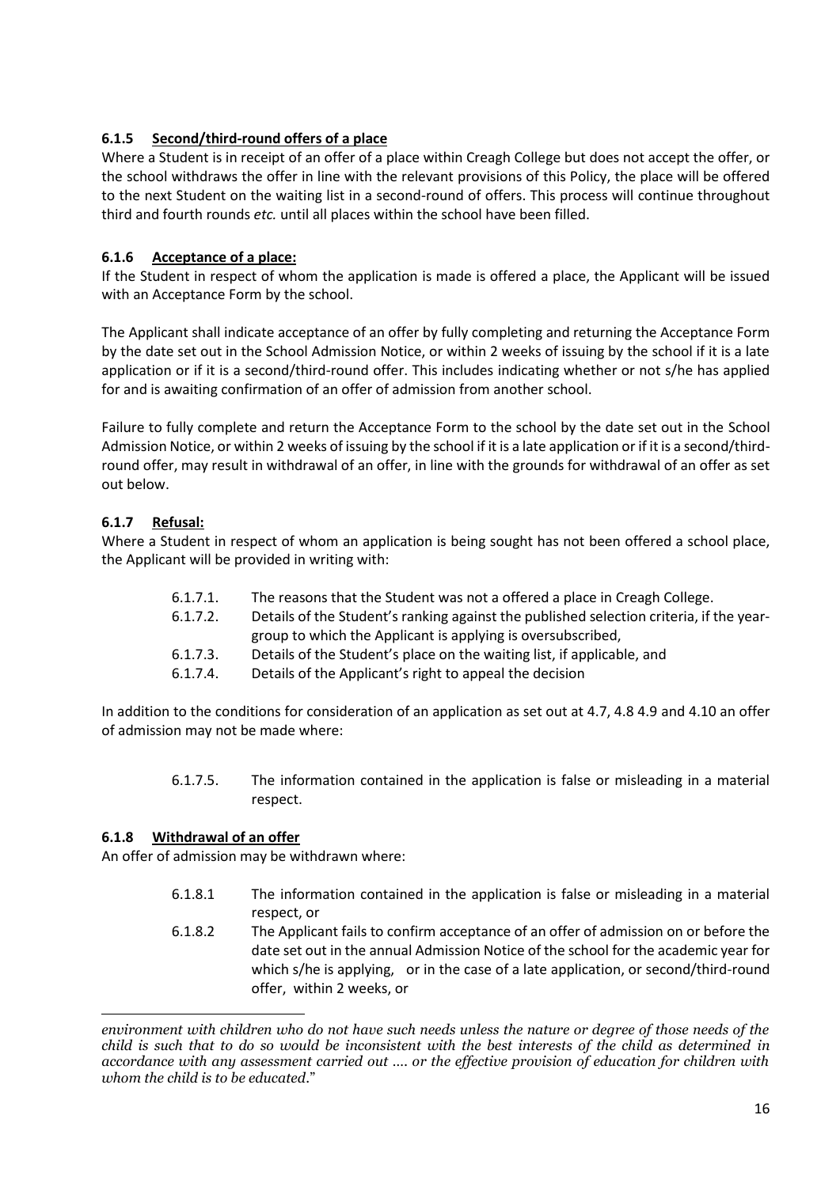### 6.1.5 Second/third-round offers of a place

Where a Student is in receipt of an offer of a place within Creagh College but does not accept the offer, or the school withdraws the offer in line with the relevant provisions of this Policy, the place will be offered to the next Student on the waiting list in a second-round of offers. This process will continue throughout third and fourth rounds *etc.* until all places within the school have been filled.

### 6.1.6 Acceptance of a place:

If the Student in respect of whom the application is made is offered a place, the Applicant will be issued with an Acceptance Form by the school.

The Applicant shall indicate acceptance of an offer by fully completing and returning the Acceptance Form by the date set out in the School Admission Notice, or within 2 weeks of issuing by the school if it is a late application or if it is a second/third-round offer. This includes indicating whether or not s/he has applied for and is awaiting confirmation of an offer of admission from another school.

Failure to fully complete and return the Acceptance Form to the school by the date set out in the School Admission Notice, or within 2 weeks of issuing by the school if it is a late application or if it is a second/third-round offer, may result in withdrawal of an offer, in line with the grounds for withdrawal of an offer as set out below.

### 6.1.7 Refusal:

Where a Student in respect of whom an application is being sought has not been offered a school place, the Applicant will be provided in writing with:

- 6.1.7.1. The reasons that the Student was not a offered a place in Creagh College.
- 6.1.7.2. Details of the Student's ranking against the published selection criteria, if the year-group to which the Applicant is applying is oversubscribed,
- 6.1.7.3. Details of the Student's place on the waiting list, if applicable, and
- 6.1.7.4. Details of the Applicant's right to appeal the decision

In addition to the conditions for consideration of an application as set out at 4.7, 4.8 4.9 and 4.10 an offer of admission may not be made where:

- 6.1.7.5. The information contained in the application is false or misleading in a material respect.

### 6.1.8 Withdrawal of an offer

An offer of admission may be withdrawn where:

- 6.1.8.1 The information contained in the application is false or misleading in a material respect, or
- 6.1.8.2 The Applicant fails to confirm acceptance of an offer of admission on or before the date set out in the annual Admission Notice of the school for the academic year for which s/he is applying, or in the case of a late application, or second/third-round offer, within 2 weeks, or

---

*environment with children who do not have such needs unless the nature or degree of those needs of the child is such that to do so would be inconsistent with the best interests of the child as determined in accordance with any assessment carried out .... or the effective provision of education for children with whom the child is to be educated.*"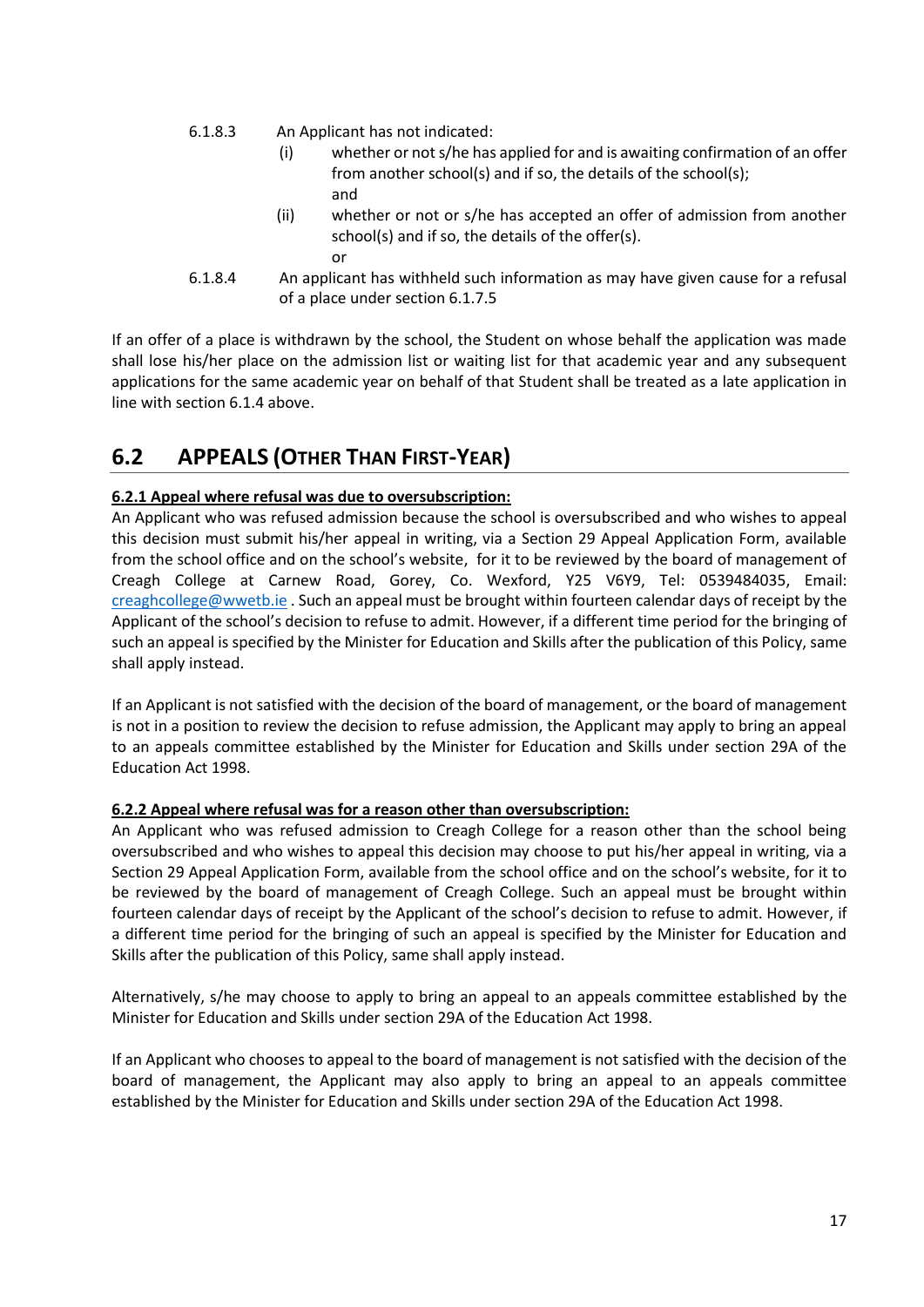6.1.8.3 An Applicant has not indicated:

- (i) whether or not s/he has applied for and is awaiting confirmation of an offer from another school(s) and if so, the details of the school(s);
  and
- (ii) whether or not or s/he has accepted an offer of admission from another school(s) and if so, the details of the offer(s).
  or

6.1.8.4 An applicant has withheld such information as may have given cause for a refusal of a place under section 6.1.7.5

If an offer of a place is withdrawn by the school, the Student on whose behalf the application was made shall lose his/her place on the admission list or waiting list for that academic year and any subsequent applications for the same academic year on behalf of that Student shall be treated as a late application in line with section 6.1.4 above.

## 6.2 APPEALS (OTHER THAN FIRST-YEAR)

**6.2.1 Appeal where refusal was due to oversubscription:**

An Applicant who was refused admission because the school is oversubscribed and who wishes to appeal this decision must submit his/her appeal in writing, via a Section 29 Appeal Application Form, available from the school office and on the school's website, for it to be reviewed by the board of management of Creagh College at Carnew Road, Gorey, Co. Wexford, Y25 V6Y9, Tel: 0539484035, Email: creaghcollege@wwetb.ie . Such an appeal must be brought within fourteen calendar days of receipt by the Applicant of the school's decision to refuse to admit. However, if a different time period for the bringing of such an appeal is specified by the Minister for Education and Skills after the publication of this Policy, same shall apply instead.

If an Applicant is not satisfied with the decision of the board of management, or the board of management is not in a position to review the decision to refuse admission, the Applicant may apply to bring an appeal to an appeals committee established by the Minister for Education and Skills under section 29A of the Education Act 1998.

**6.2.2 Appeal where refusal was for a reason other than oversubscription:**

An Applicant who was refused admission to Creagh College for a reason other than the school being oversubscribed and who wishes to appeal this decision may choose to put his/her appeal in writing, via a Section 29 Appeal Application Form, available from the school office and on the school's website, for it to be reviewed by the board of management of Creagh College. Such an appeal must be brought within fourteen calendar days of receipt by the Applicant of the school's decision to refuse to admit. However, if a different time period for the bringing of such an appeal is specified by the Minister for Education and Skills after the publication of this Policy, same shall apply instead.

Alternatively, s/he may choose to apply to bring an appeal to an appeals committee established by the Minister for Education and Skills under section 29A of the Education Act 1998.

If an Applicant who chooses to appeal to the board of management is not satisfied with the decision of the board of management, the Applicant may also apply to bring an appeal to an appeals committee established by the Minister for Education and Skills under section 29A of the Education Act 1998.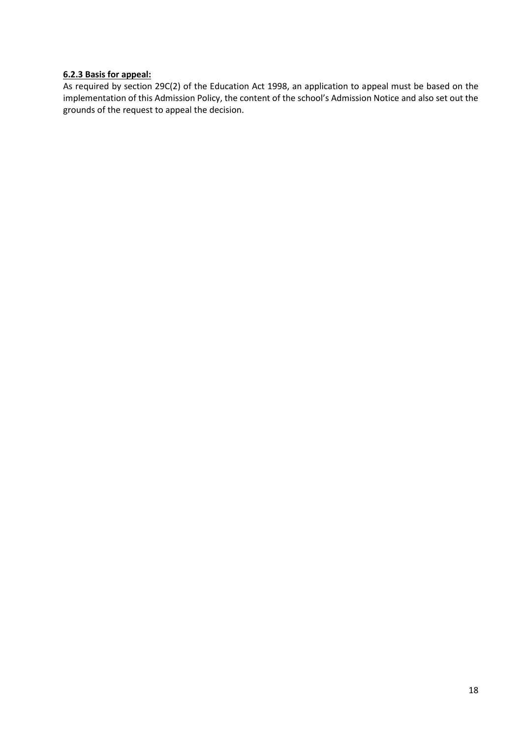**6.2.3 Basis for appeal:**

As required by section 29C(2) of the Education Act 1998, an application to appeal must be based on the implementation of this Admission Policy, the content of the school's Admission Notice and also set out the grounds of the request to appeal the decision.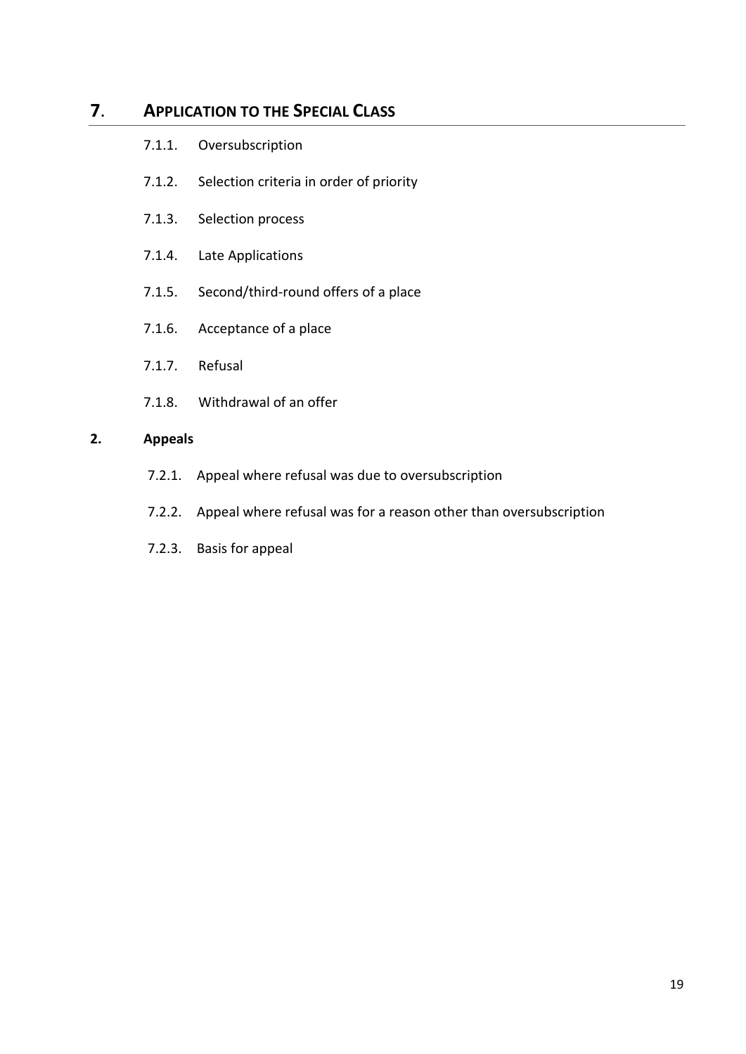# **7**. **APPLICATION TO THE SPECIAL CLASS**

7.1.1. Oversubscription

7.1.2. Selection criteria in order of priority

7.1.3. Selection process

7.1.4. Late Applications

7.1.5. Second/third-round offers of a place

7.1.6. Acceptance of a place

7.1.7. Refusal

7.1.8. Withdrawal of an offer

## **2. Appeals**

7.2.1. Appeal where refusal was due to oversubscription

7.2.2. Appeal where refusal was for a reason other than oversubscription

7.2.3. Basis for appeal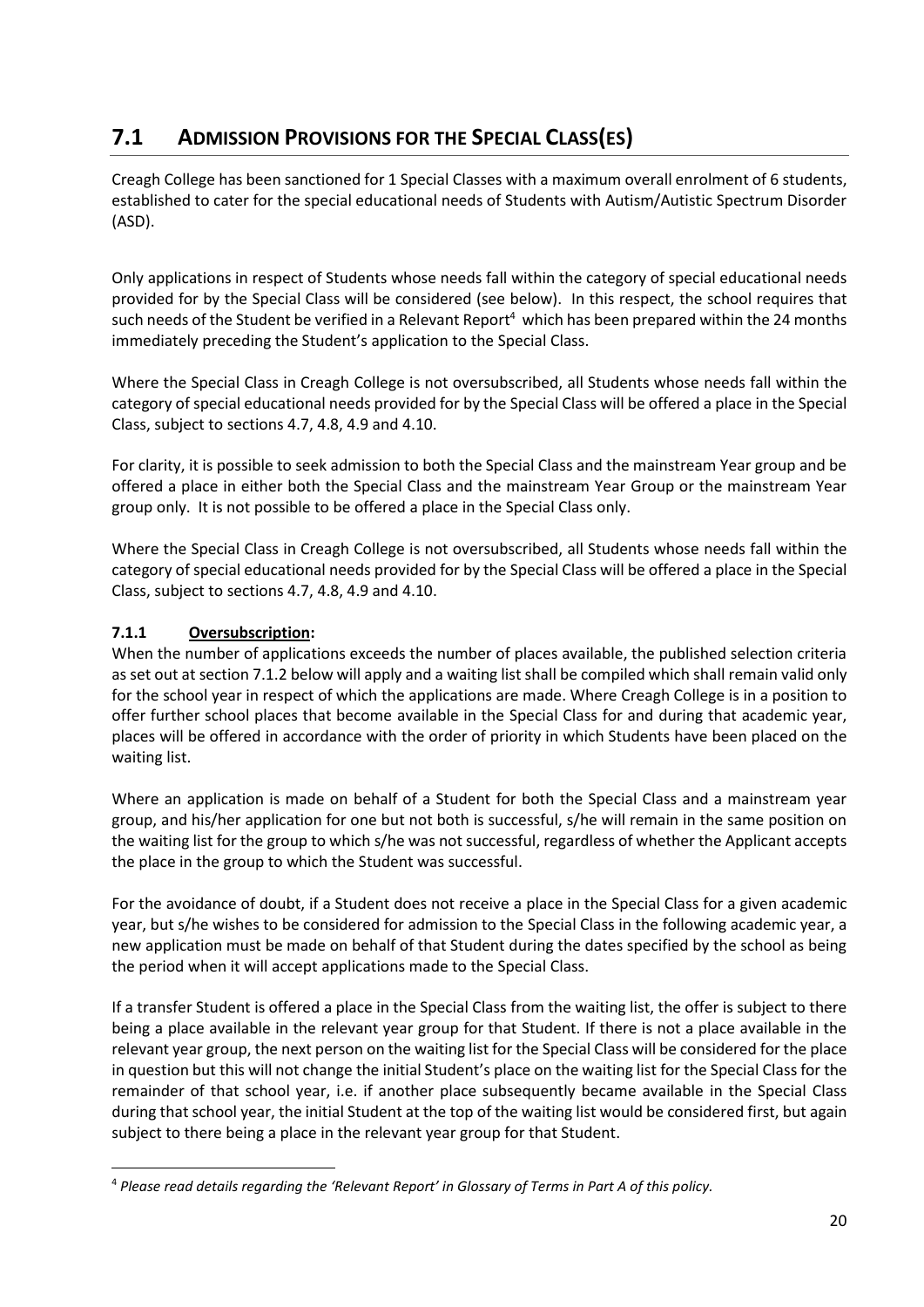## 7.1 ADMISSION PROVISIONS FOR THE SPECIAL CLASS(ES)

Creagh College has been sanctioned for 1 Special Classes with a maximum overall enrolment of 6 students, established to cater for the special educational needs of Students with Autism/Autistic Spectrum Disorder (ASD).

Only applications in respect of Students whose needs fall within the category of special educational needs provided for by the Special Class will be considered (see below). In this respect, the school requires that such needs of the Student be verified in a Relevant Report[4] which has been prepared within the 24 months immediately preceding the Student's application to the Special Class.

Where the Special Class in Creagh College is not oversubscribed, all Students whose needs fall within the category of special educational needs provided for by the Special Class will be offered a place in the Special Class, subject to sections 4.7, 4.8, 4.9 and 4.10.

For clarity, it is possible to seek admission to both the Special Class and the mainstream Year group and be offered a place in either both the Special Class and the mainstream Year Group or the mainstream Year group only. It is not possible to be offered a place in the Special Class only.

Where the Special Class in Creagh College is not oversubscribed, all Students whose needs fall within the category of special educational needs provided for by the Special Class will be offered a place in the Special Class, subject to sections 4.7, 4.8, 4.9 and 4.10.

### 7.1.1 Oversubscription:

When the number of applications exceeds the number of places available, the published selection criteria as set out at section 7.1.2 below will apply and a waiting list shall be compiled which shall remain valid only for the school year in respect of which the applications are made. Where Creagh College is in a position to offer further school places that become available in the Special Class for and during that academic year, places will be offered in accordance with the order of priority in which Students have been placed on the waiting list.

Where an application is made on behalf of a Student for both the Special Class and a mainstream year group, and his/her application for one but not both is successful, s/he will remain in the same position on the waiting list for the group to which s/he was not successful, regardless of whether the Applicant accepts the place in the group to which the Student was successful.

For the avoidance of doubt, if a Student does not receive a place in the Special Class for a given academic year, but s/he wishes to be considered for admission to the Special Class in the following academic year, a new application must be made on behalf of that Student during the dates specified by the school as being the period when it will accept applications made to the Special Class.

If a transfer Student is offered a place in the Special Class from the waiting list, the offer is subject to there being a place available in the relevant year group for that Student. If there is not a place available in the relevant year group, the next person on the waiting list for the Special Class will be considered for the place in question but this will not change the initial Student's place on the waiting list for the Special Class for the remainder of that school year, i.e. if another place subsequently became available in the Special Class during that school year, the initial Student at the top of the waiting list would be considered first, but again subject to there being a place in the relevant year group for that Student.

[4] *Please read details regarding the 'Relevant Report' in Glossary of Terms in Part A of this policy.*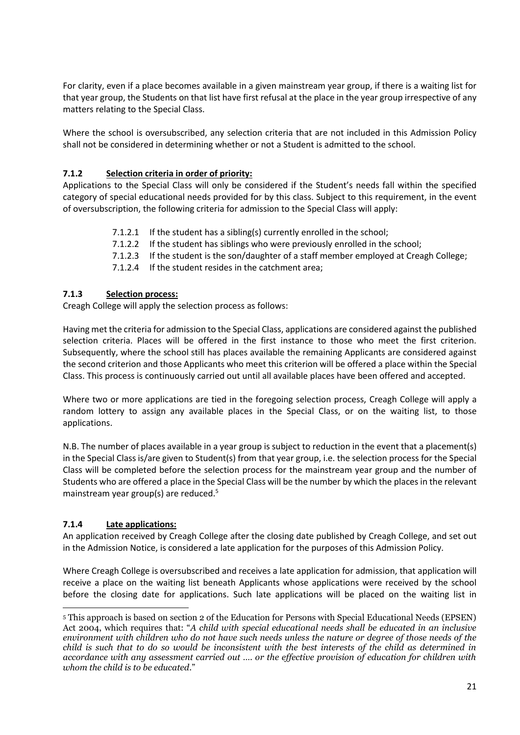For clarity, even if a place becomes available in a given mainstream year group, if there is a waiting list for that year group, the Students on that list have first refusal at the place in the year group irrespective of any matters relating to the Special Class.

Where the school is oversubscribed, any selection criteria that are not included in this Admission Policy shall not be considered in determining whether or not a Student is admitted to the school.

### 7.1.2 Selection criteria in order of priority:

Applications to the Special Class will only be considered if the Student's needs fall within the specified category of special educational needs provided for by this class. Subject to this requirement, in the event of oversubscription, the following criteria for admission to the Special Class will apply:

- 7.1.2.1 If the student has a sibling(s) currently enrolled in the school;
- 7.1.2.2 If the student has siblings who were previously enrolled in the school;
- 7.1.2.3 If the student is the son/daughter of a staff member employed at Creagh College;
- 7.1.2.4 If the student resides in the catchment area;

### 7.1.3 Selection process:

Creagh College will apply the selection process as follows:

Having met the criteria for admission to the Special Class, applications are considered against the published selection criteria. Places will be offered in the first instance to those who meet the first criterion. Subsequently, where the school still has places available the remaining Applicants are considered against the second criterion and those Applicants who meet this criterion will be offered a place within the Special Class. This process is continuously carried out until all available places have been offered and accepted.

Where two or more applications are tied in the foregoing selection process, Creagh College will apply a random lottery to assign any available places in the Special Class, or on the waiting list, to those applications.

N.B. The number of places available in a year group is subject to reduction in the event that a placement(s) in the Special Class is/are given to Student(s) from that year group, i.e. the selection process for the Special Class will be completed before the selection process for the mainstream year group and the number of Students who are offered a place in the Special Class will be the number by which the places in the relevant mainstream year group(s) are reduced.[5]

### 7.1.4 Late applications:

An application received by Creagh College after the closing date published by Creagh College, and set out in the Admission Notice, is considered a late application for the purposes of this Admission Policy.

Where Creagh College is oversubscribed and receives a late application for admission, that application will receive a place on the waiting list beneath Applicants whose applications were received by the school before the closing date for applications. Such late applications will be placed on the waiting list in

---

[5] This approach is based on section 2 of the Education for Persons with Special Educational Needs (EPSEN) Act 2004, which requires that: "*A child with special educational needs shall be educated in an inclusive environment with children who do not have such needs unless the nature or degree of those needs of the child is such that to do so would be inconsistent with the best interests of the child as determined in accordance with any assessment carried out .... or the effective provision of education for children with whom the child is to be educated*."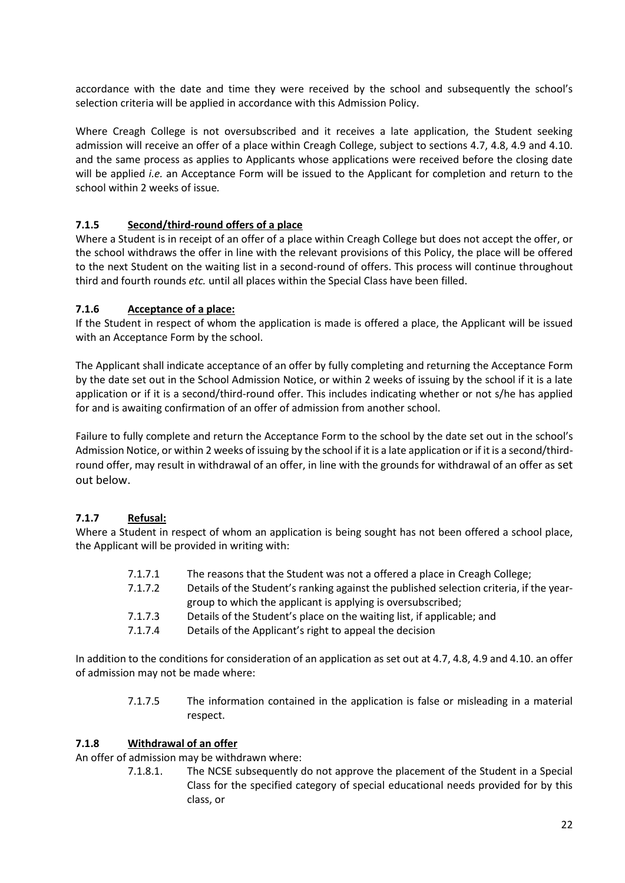accordance with the date and time they were received by the school and subsequently the school's selection criteria will be applied in accordance with this Admission Policy.

Where Creagh College is not oversubscribed and it receives a late application, the Student seeking admission will receive an offer of a place within Creagh College, subject to sections 4.7, 4.8, 4.9 and 4.10. and the same process as applies to Applicants whose applications were received before the closing date will be applied *i.e.* an Acceptance Form will be issued to the Applicant for completion and return to the school within 2 weeks of issue.

### 7.1.5 Second/third-round offers of a place

Where a Student is in receipt of an offer of a place within Creagh College but does not accept the offer, or the school withdraws the offer in line with the relevant provisions of this Policy, the place will be offered to the next Student on the waiting list in a second-round of offers. This process will continue throughout third and fourth rounds *etc.* until all places within the Special Class have been filled.

### 7.1.6 Acceptance of a place:

If the Student in respect of whom the application is made is offered a place, the Applicant will be issued with an Acceptance Form by the school.

The Applicant shall indicate acceptance of an offer by fully completing and returning the Acceptance Form by the date set out in the School Admission Notice, or within 2 weeks of issuing by the school if it is a late application or if it is a second/third-round offer. This includes indicating whether or not s/he has applied for and is awaiting confirmation of an offer of admission from another school.

Failure to fully complete and return the Acceptance Form to the school by the date set out in the school's Admission Notice, or within 2 weeks of issuing by the school if it is a late application or if it is a second/third-round offer, may result in withdrawal of an offer, in line with the grounds for withdrawal of an offer as set out below.

### 7.1.7 Refusal:

Where a Student in respect of whom an application is being sought has not been offered a school place, the Applicant will be provided in writing with:

- 7.1.7.1 The reasons that the Student was not a offered a place in Creagh College;
- 7.1.7.2 Details of the Student's ranking against the published selection criteria, if the year-group to which the applicant is applying is oversubscribed;
- 7.1.7.3 Details of the Student's place on the waiting list, if applicable; and
- 7.1.7.4 Details of the Applicant's right to appeal the decision

In addition to the conditions for consideration of an application as set out at 4.7, 4.8, 4.9 and 4.10. an offer of admission may not be made where:

- 7.1.7.5 The information contained in the application is false or misleading in a material respect.

### 7.1.8 Withdrawal of an offer

An offer of admission may be withdrawn where:

- 7.1.8.1. The NCSE subsequently do not approve the placement of the Student in a Special Class for the specified category of special educational needs provided for by this class, or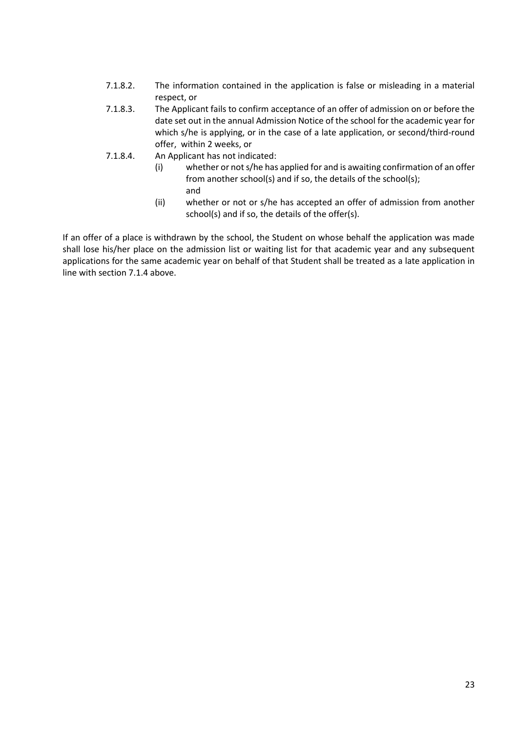7.1.8.2. The information contained in the application is false or misleading in a material respect, or

7.1.8.3. The Applicant fails to confirm acceptance of an offer of admission on or before the date set out in the annual Admission Notice of the school for the academic year for which s/he is applying, or in the case of a late application, or second/third-round offer, within 2 weeks, or

7.1.8.4. An Applicant has not indicated:

(i) whether or not s/he has applied for and is awaiting confirmation of an offer from another school(s) and if so, the details of the school(s); and

(ii) whether or not or s/he has accepted an offer of admission from another school(s) and if so, the details of the offer(s).

If an offer of a place is withdrawn by the school, the Student on whose behalf the application was made shall lose his/her place on the admission list or waiting list for that academic year and any subsequent applications for the same academic year on behalf of that Student shall be treated as a late application in line with section 7.1.4 above.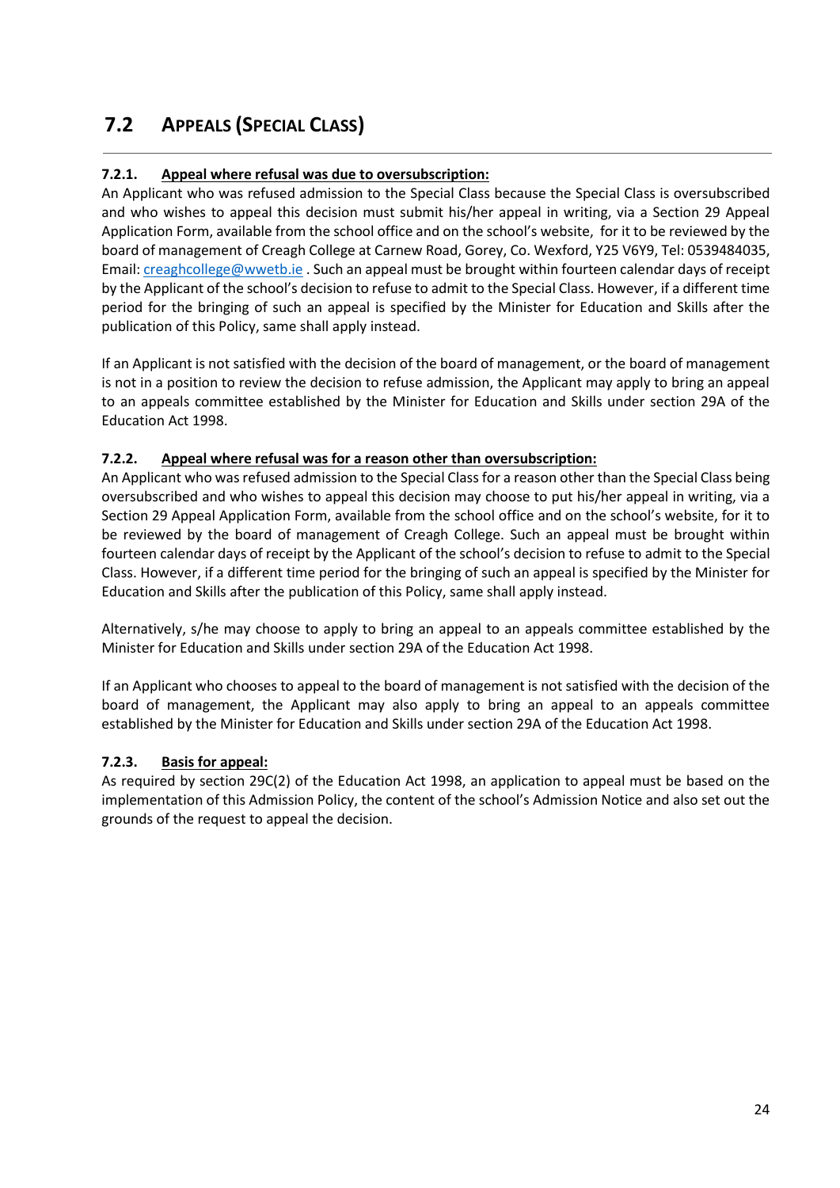## 7.2 APPEALS (SPECIAL CLASS)

### 7.2.1. Appeal where refusal was due to oversubscription:

An Applicant who was refused admission to the Special Class because the Special Class is oversubscribed and who wishes to appeal this decision must submit his/her appeal in writing, via a Section 29 Appeal Application Form, available from the school office and on the school's website, for it to be reviewed by the board of management of Creagh College at Carnew Road, Gorey, Co. Wexford, Y25 V6Y9, Tel: 0539484035, Email: creaghcollege@wwetb.ie . Such an appeal must be brought within fourteen calendar days of receipt by the Applicant of the school's decision to refuse to admit to the Special Class. However, if a different time period for the bringing of such an appeal is specified by the Minister for Education and Skills after the publication of this Policy, same shall apply instead.

If an Applicant is not satisfied with the decision of the board of management, or the board of management is not in a position to review the decision to refuse admission, the Applicant may apply to bring an appeal to an appeals committee established by the Minister for Education and Skills under section 29A of the Education Act 1998.

### 7.2.2. Appeal where refusal was for a reason other than oversubscription:

An Applicant who was refused admission to the Special Class for a reason other than the Special Class being oversubscribed and who wishes to appeal this decision may choose to put his/her appeal in writing, via a Section 29 Appeal Application Form, available from the school office and on the school's website, for it to be reviewed by the board of management of Creagh College. Such an appeal must be brought within fourteen calendar days of receipt by the Applicant of the school's decision to refuse to admit to the Special Class. However, if a different time period for the bringing of such an appeal is specified by the Minister for Education and Skills after the publication of this Policy, same shall apply instead.

Alternatively, s/he may choose to apply to bring an appeal to an appeals committee established by the Minister for Education and Skills under section 29A of the Education Act 1998.

If an Applicant who chooses to appeal to the board of management is not satisfied with the decision of the board of management, the Applicant may also apply to bring an appeal to an appeals committee established by the Minister for Education and Skills under section 29A of the Education Act 1998.

### 7.2.3. Basis for appeal:

As required by section 29C(2) of the Education Act 1998, an application to appeal must be based on the implementation of this Admission Policy, the content of the school's Admission Notice and also set out the grounds of the request to appeal the decision.